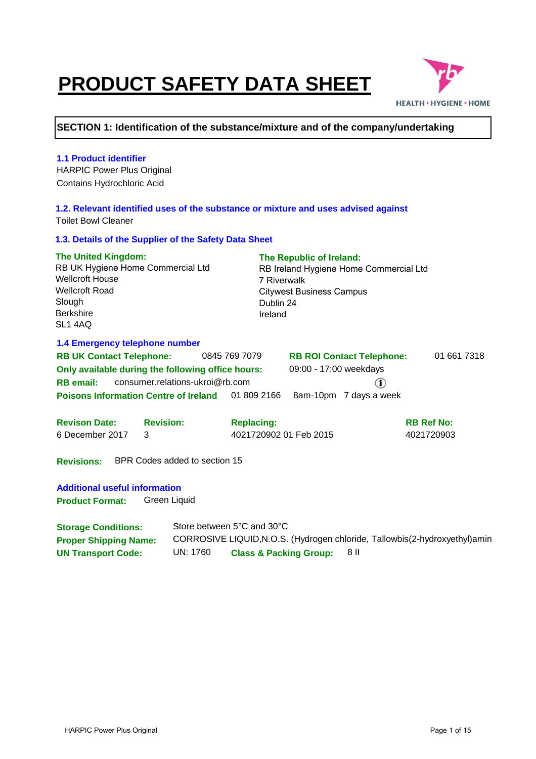# PRODUCT SAFETY DATA SHEET

## SECTION 1: Identification of the substance/mixture and of the company/undertaking

### 1.1 Product identifier

HARPIC Power Plus Original
Contains Hydrochloric Acid

### 1.2. Relevant identified uses of the substance or mixture and uses advised against

Toilet Bowl Cleaner

### 1.3. Details of the Supplier of the Safety Data Sheet

**The United Kingdom:**
RB UK Hygiene Home Commercial Ltd
Wellcroft House
Wellcroft Road
Slough
Berkshire
SL1 4AQ

**The Republic of Ireland:**
RB Ireland Hygiene Home Commercial Ltd
7 Riverwalk
Citywest Business Campus
Dublin 24
Ireland

### 1.4 Emergency telephone number

**RB UK Contact Telephone:** 0845 769 7079
**RB ROI Contact Telephone:** 01 661 7318
**Only available during the following office hours:** 09:00 - 17:00 weekdays
**RB email:** consumer.relations-ukroi@rb.com
**Poisons Information Centre of Ireland** 01 809 2166 8am-10pm 7 days a week

| Revison Date: | Revision: | Replacing: | RB Ref No: |
|---|---|---|---|
| 6 December 2017 | 3 | 4021720902 01 Feb 2015 | 4021720903 |

**Revisions:** BPR Codes added to section 15

**Additional useful information**

**Product Format:** Green Liquid

**Storage Conditions:** Store between 5°C and 30°C
**Proper Shipping Name:** CORROSIVE LIQUID,N.O.S. (Hydrogen chloride, Tallowbis(2-hydroxyethyl)amin
**UN Transport Code:** UN: 1760 **Class & Packing Group:** 8 II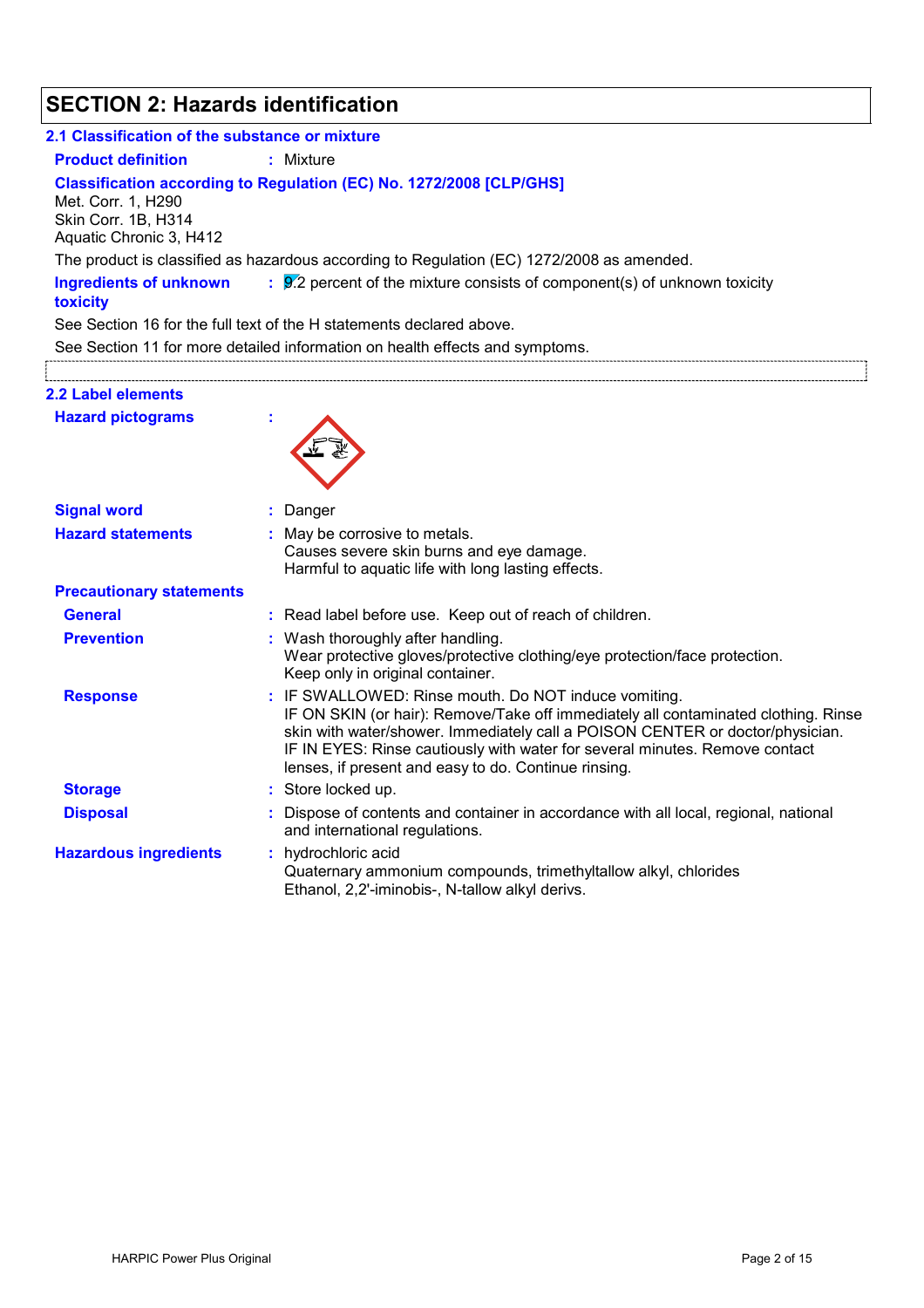# SECTION 2: Hazards identification

## 2.1 Classification of the substance or mixture

**Product definition** : Mixture

**Classification according to Regulation (EC) No. 1272/2008 [CLP/GHS]**

Met. Corr. 1, H290
Skin Corr. 1B, H314
Aquatic Chronic 3, H412

The product is classified as hazardous according to Regulation (EC) 1272/2008 as amended.

**Ingredients of unknown toxicity** : 9.2 percent of the mixture consists of component(s) of unknown toxicity

See Section 16 for the full text of the H statements declared above.

See Section 11 for more detailed information on health effects and symptoms.

## 2.2 Label elements

**Hazard pictograms** :

**Signal word** : Danger

**Hazard statements** : May be corrosive to metals.
Causes severe skin burns and eye damage.
Harmful to aquatic life with long lasting effects.

**Precautionary statements**

**General** : Read label before use. Keep out of reach of children.

**Prevention** : Wash thoroughly after handling.
Wear protective gloves/protective clothing/eye protection/face protection.
Keep only in original container.

**Response** : IF SWALLOWED: Rinse mouth. Do NOT induce vomiting.
IF ON SKIN (or hair): Remove/Take off immediately all contaminated clothing. Rinse skin with water/shower. Immediately call a POISON CENTER or doctor/physician.
IF IN EYES: Rinse cautiously with water for several minutes. Remove contact lenses, if present and easy to do. Continue rinsing.

**Storage** : Store locked up.

**Disposal** : Dispose of contents and container in accordance with all local, regional, national and international regulations.

**Hazardous ingredients** : hydrochloric acid
Quaternary ammonium compounds, trimethyltallow alkyl, chlorides
Ethanol, 2,2'-iminobis-, N-tallow alkyl derivs.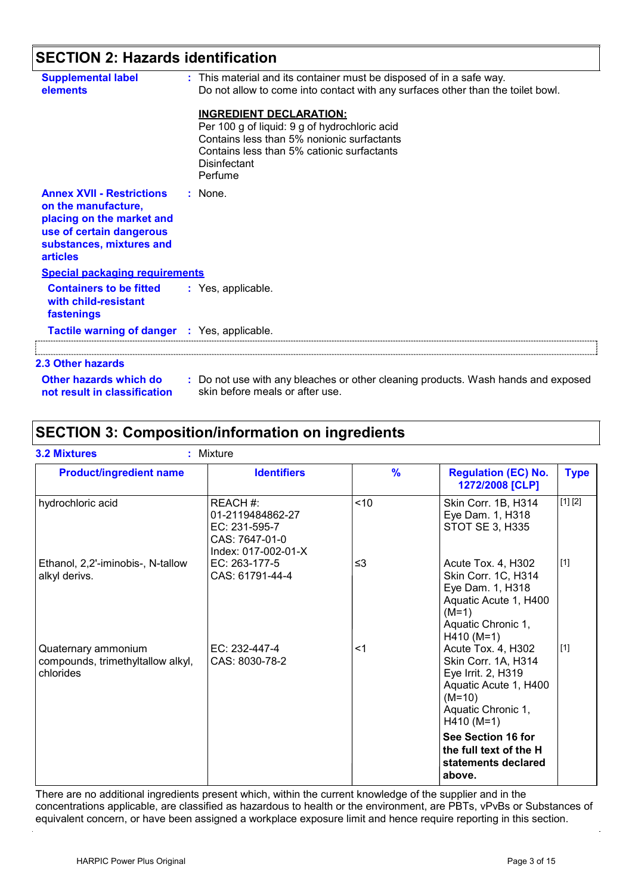## SECTION 2: Hazards identification

**Supplemental label elements** : This material and its container must be disposed of in a safe way.
Do not allow to come into contact with any surfaces other than the toilet bowl.

**INGREDIENT DECLARATION:**
Per 100 g of liquid: 9 g of hydrochloric acid
Contains less than 5% nonionic surfactants
Contains less than 5% cationic surfactants
Disinfectant
Perfume

**Annex XVII - Restrictions on the manufacture, placing on the market and use of certain dangerous substances, mixtures and articles** : None.

**Special packaging requirements**

**Containers to be fitted with child-resistant fastenings** : Yes, applicable.

**Tactile warning of danger** : Yes, applicable.

### 2.3 Other hazards

**Other hazards which do not result in classification** : Do not use with any bleaches or other cleaning products. Wash hands and exposed skin before meals or after use.

## SECTION 3: Composition/information on ingredients

**3.2 Mixtures** : Mixture

| Product/ingredient name | Identifiers | % | Regulation (EC) No. 1272/2008 [CLP] | Type |
|---|---|---|---|---|
| hydrochloric acid | REACH #: 01-2119484862-27<br>EC: 231-595-7<br>CAS: 7647-01-0<br>Index: 017-002-01-X | <10 | Skin Corr. 1B, H314<br>Eye Dam. 1, H318<br>STOT SE 3, H335 | [1] [2] |
| Ethanol, 2,2'-iminobis-, N-tallow alkyl derivs. | EC: 263-177-5<br>CAS: 61791-44-4 | ≤3 | Acute Tox. 4, H302<br>Skin Corr. 1C, H314<br>Eye Dam. 1, H318<br>Aquatic Acute 1, H400 (M=1)<br>Aquatic Chronic 1, H410 (M=1) | [1] |
| Quaternary ammonium compounds, trimethyltallow alkyl, chlorides | EC: 232-447-4<br>CAS: 8030-78-2 | <1 | Acute Tox. 4, H302<br>Skin Corr. 1A, H314<br>Eye Irrit. 2, H319<br>Aquatic Acute 1, H400 (M=10)<br>Aquatic Chronic 1, H410 (M=1)<br>**See Section 16 for the full text of the H statements declared above.** | [1] |

There are no additional ingredients present which, within the current knowledge of the supplier and in the concentrations applicable, are classified as hazardous to health or the environment, are PBTs, vPvBs or Substances of equivalent concern, or have been assigned a workplace exposure limit and hence require reporting in this section.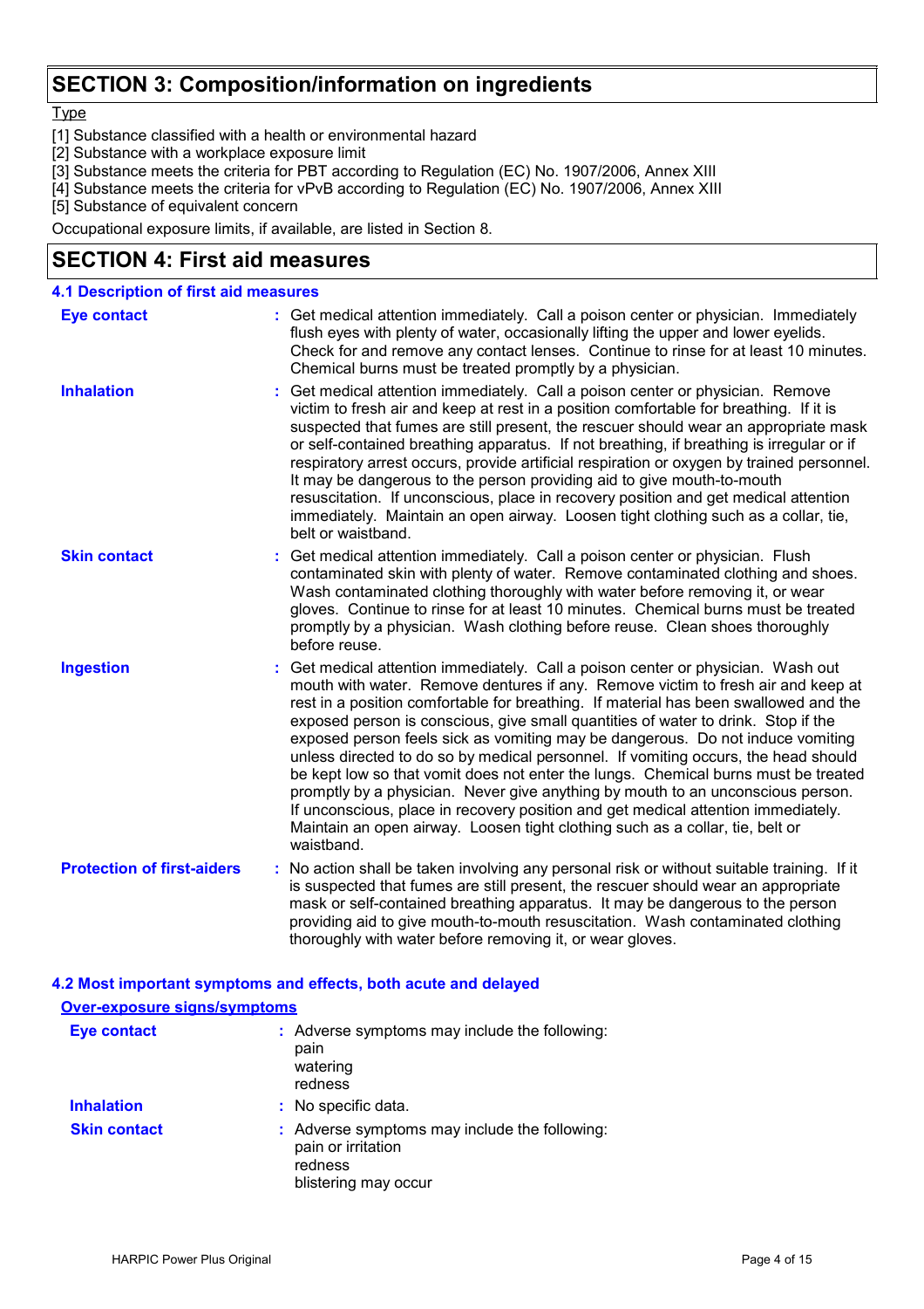## SECTION 3: Composition/information on ingredients

Type

[1] Substance classified with a health or environmental hazard
[2] Substance with a workplace exposure limit
[3] Substance meets the criteria for PBT according to Regulation (EC) No. 1907/2006, Annex XIII
[4] Substance meets the criteria for vPvB according to Regulation (EC) No. 1907/2006, Annex XIII
[5] Substance of equivalent concern

Occupational exposure limits, if available, are listed in Section 8.

## SECTION 4: First aid measures

### 4.1 Description of first aid measures

**Eye contact** : Get medical attention immediately. Call a poison center or physician. Immediately flush eyes with plenty of water, occasionally lifting the upper and lower eyelids. Check for and remove any contact lenses. Continue to rinse for at least 10 minutes. Chemical burns must be treated promptly by a physician.

**Inhalation** : Get medical attention immediately. Call a poison center or physician. Remove victim to fresh air and keep at rest in a position comfortable for breathing. If it is suspected that fumes are still present, the rescuer should wear an appropriate mask or self-contained breathing apparatus. If not breathing, if breathing is irregular or if respiratory arrest occurs, provide artificial respiration or oxygen by trained personnel. It may be dangerous to the person providing aid to give mouth-to-mouth resuscitation. If unconscious, place in recovery position and get medical attention immediately. Maintain an open airway. Loosen tight clothing such as a collar, tie, belt or waistband.

**Skin contact** : Get medical attention immediately. Call a poison center or physician. Flush contaminated skin with plenty of water. Remove contaminated clothing and shoes. Wash contaminated clothing thoroughly with water before removing it, or wear gloves. Continue to rinse for at least 10 minutes. Chemical burns must be treated promptly by a physician. Wash clothing before reuse. Clean shoes thoroughly before reuse.

**Ingestion** : Get medical attention immediately. Call a poison center or physician. Wash out mouth with water. Remove dentures if any. Remove victim to fresh air and keep at rest in a position comfortable for breathing. If material has been swallowed and the exposed person is conscious, give small quantities of water to drink. Stop if the exposed person feels sick as vomiting may be dangerous. Do not induce vomiting unless directed to do so by medical personnel. If vomiting occurs, the head should be kept low so that vomit does not enter the lungs. Chemical burns must be treated promptly by a physician. Never give anything by mouth to an unconscious person. If unconscious, place in recovery position and get medical attention immediately. Maintain an open airway. Loosen tight clothing such as a collar, tie, belt or waistband.

**Protection of first-aiders** : No action shall be taken involving any personal risk or without suitable training. If it is suspected that fumes are still present, the rescuer should wear an appropriate mask or self-contained breathing apparatus. It may be dangerous to the person providing aid to give mouth-to-mouth resuscitation. Wash contaminated clothing thoroughly with water before removing it, or wear gloves.

### 4.2 Most important symptoms and effects, both acute and delayed

**Over-exposure signs/symptoms**

**Eye contact** : Adverse symptoms may include the following:
pain
watering
redness

**Inhalation** : No specific data.

**Skin contact** : Adverse symptoms may include the following:
pain or irritation
redness
blistering may occur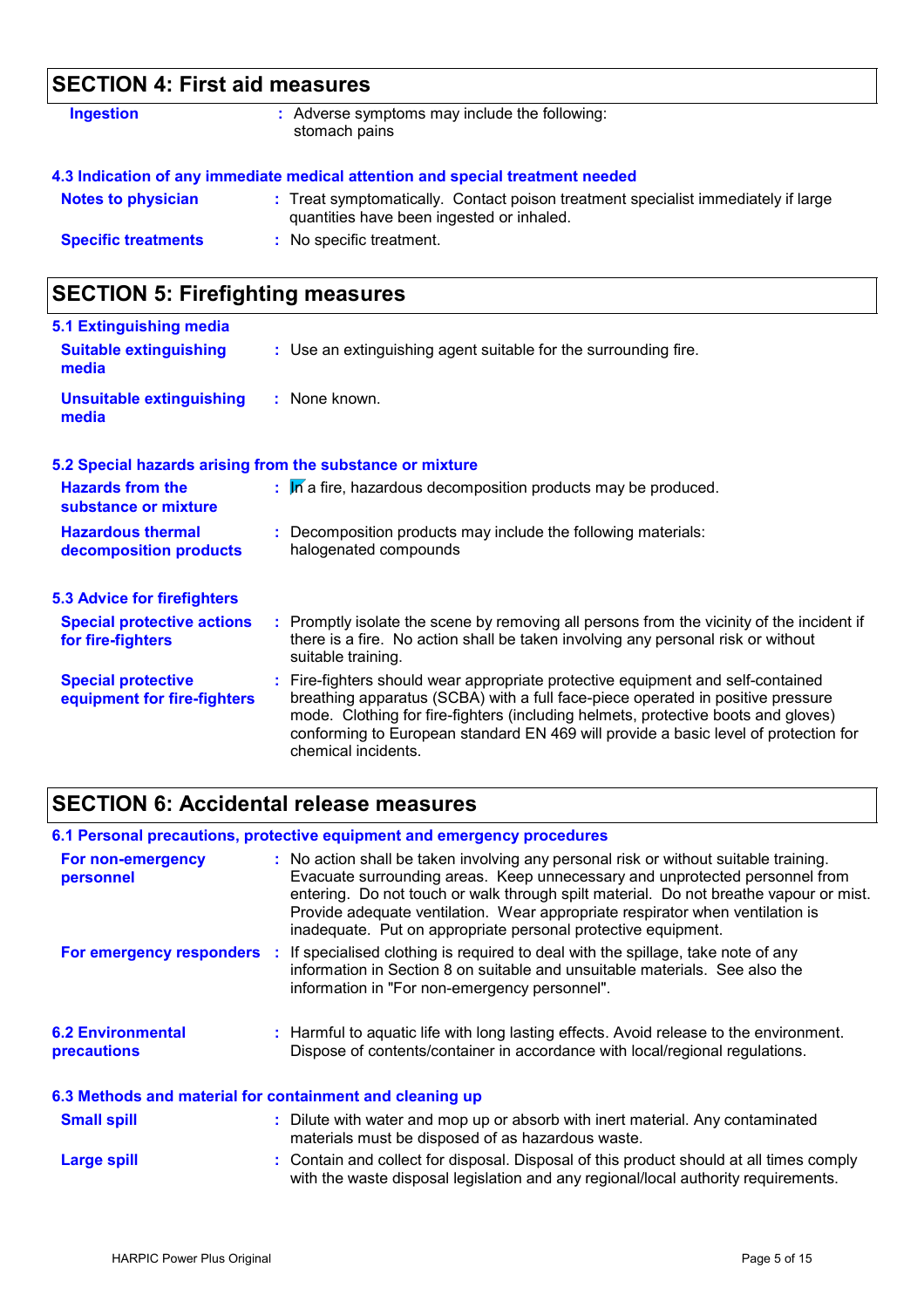## SECTION 4: First aid measures

**Ingestion** : Adverse symptoms may include the following:
stomach pains

### 4.3 Indication of any immediate medical attention and special treatment needed

**Notes to physician** : Treat symptomatically. Contact poison treatment specialist immediately if large quantities have been ingested or inhaled.

**Specific treatments** : No specific treatment.

## SECTION 5: Firefighting measures

### 5.1 Extinguishing media

**Suitable extinguishing media** : Use an extinguishing agent suitable for the surrounding fire.

**Unsuitable extinguishing media** : None known.

### 5.2 Special hazards arising from the substance or mixture

**Hazards from the substance or mixture** : In a fire, hazardous decomposition products may be produced.

**Hazardous thermal decomposition products** : Decomposition products may include the following materials:
halogenated compounds

### 5.3 Advice for firefighters

**Special protective actions for fire-fighters** : Promptly isolate the scene by removing all persons from the vicinity of the incident if there is a fire. No action shall be taken involving any personal risk or without suitable training.

**Special protective equipment for fire-fighters** : Fire-fighters should wear appropriate protective equipment and self-contained breathing apparatus (SCBA) with a full face-piece operated in positive pressure mode. Clothing for fire-fighters (including helmets, protective boots and gloves) conforming to European standard EN 469 will provide a basic level of protection for chemical incidents.

## SECTION 6: Accidental release measures

### 6.1 Personal precautions, protective equipment and emergency procedures

**For non-emergency personnel** : No action shall be taken involving any personal risk or without suitable training. Evacuate surrounding areas. Keep unnecessary and unprotected personnel from entering. Do not touch or walk through spilt material. Do not breathe vapour or mist. Provide adequate ventilation. Wear appropriate respirator when ventilation is inadequate. Put on appropriate personal protective equipment.

**For emergency responders** : If specialised clothing is required to deal with the spillage, take note of any information in Section 8 on suitable and unsuitable materials. See also the information in "For non-emergency personnel".

### 6.2 Environmental precautions

: Harmful to aquatic life with long lasting effects. Avoid release to the environment. Dispose of contents/container in accordance with local/regional regulations.

### 6.3 Methods and material for containment and cleaning up

**Small spill** : Dilute with water and mop up or absorb with inert material. Any contaminated materials must be disposed of as hazardous waste.

**Large spill** : Contain and collect for disposal. Disposal of this product should at all times comply with the waste disposal legislation and any regional/local authority requirements.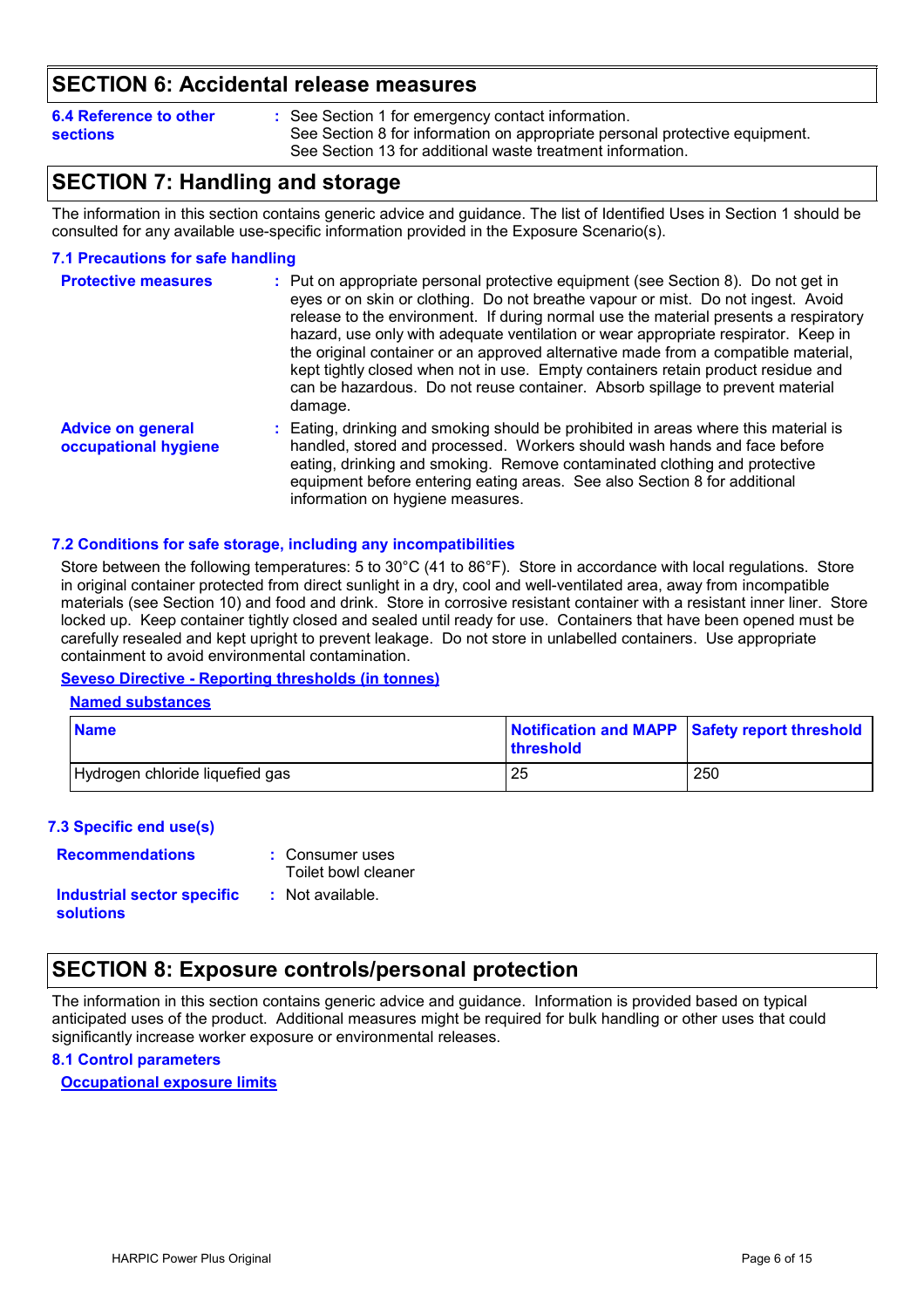## SECTION 6: Accidental release measures

**6.4 Reference to other sections** : See Section 1 for emergency contact information.
See Section 8 for information on appropriate personal protective equipment.
See Section 13 for additional waste treatment information.

## SECTION 7: Handling and storage

The information in this section contains generic advice and guidance. The list of Identified Uses in Section 1 should be consulted for any available use-specific information provided in the Exposure Scenario(s).

### 7.1 Precautions for safe handling

**Protective measures** : Put on appropriate personal protective equipment (see Section 8). Do not get in eyes or on skin or clothing. Do not breathe vapour or mist. Do not ingest. Avoid release to the environment. If during normal use the material presents a respiratory hazard, use only with adequate ventilation or wear appropriate respirator. Keep in the original container or an approved alternative made from a compatible material, kept tightly closed when not in use. Empty containers retain product residue and can be hazardous. Do not reuse container. Absorb spillage to prevent material damage.

**Advice on general occupational hygiene** : Eating, drinking and smoking should be prohibited in areas where this material is handled, stored and processed. Workers should wash hands and face before eating, drinking and smoking. Remove contaminated clothing and protective equipment before entering eating areas. See also Section 8 for additional information on hygiene measures.

### 7.2 Conditions for safe storage, including any incompatibilities

Store between the following temperatures: 5 to 30°C (41 to 86°F). Store in accordance with local regulations. Store in original container protected from direct sunlight in a dry, cool and well-ventilated area, away from incompatible materials (see Section 10) and food and drink. Store in corrosive resistant container with a resistant inner liner. Store locked up. Keep container tightly closed and sealed until ready for use. Containers that have been opened must be carefully resealed and kept upright to prevent leakage. Do not store in unlabelled containers. Use appropriate containment to avoid environmental contamination.

**Seveso Directive - Reporting thresholds (in tonnes)**

**Named substances**

| Name | Notification and MAPP threshold | Safety report threshold |
|---|---|---|
| Hydrogen chloride liquefied gas | 25 | 250 |

### 7.3 Specific end use(s)

**Recommendations** : Consumer uses
Toilet bowl cleaner

**Industrial sector specific solutions** : Not available.

## SECTION 8: Exposure controls/personal protection

The information in this section contains generic advice and guidance. Information is provided based on typical anticipated uses of the product. Additional measures might be required for bulk handling or other uses that could significantly increase worker exposure or environmental releases.

### 8.1 Control parameters

**Occupational exposure limits**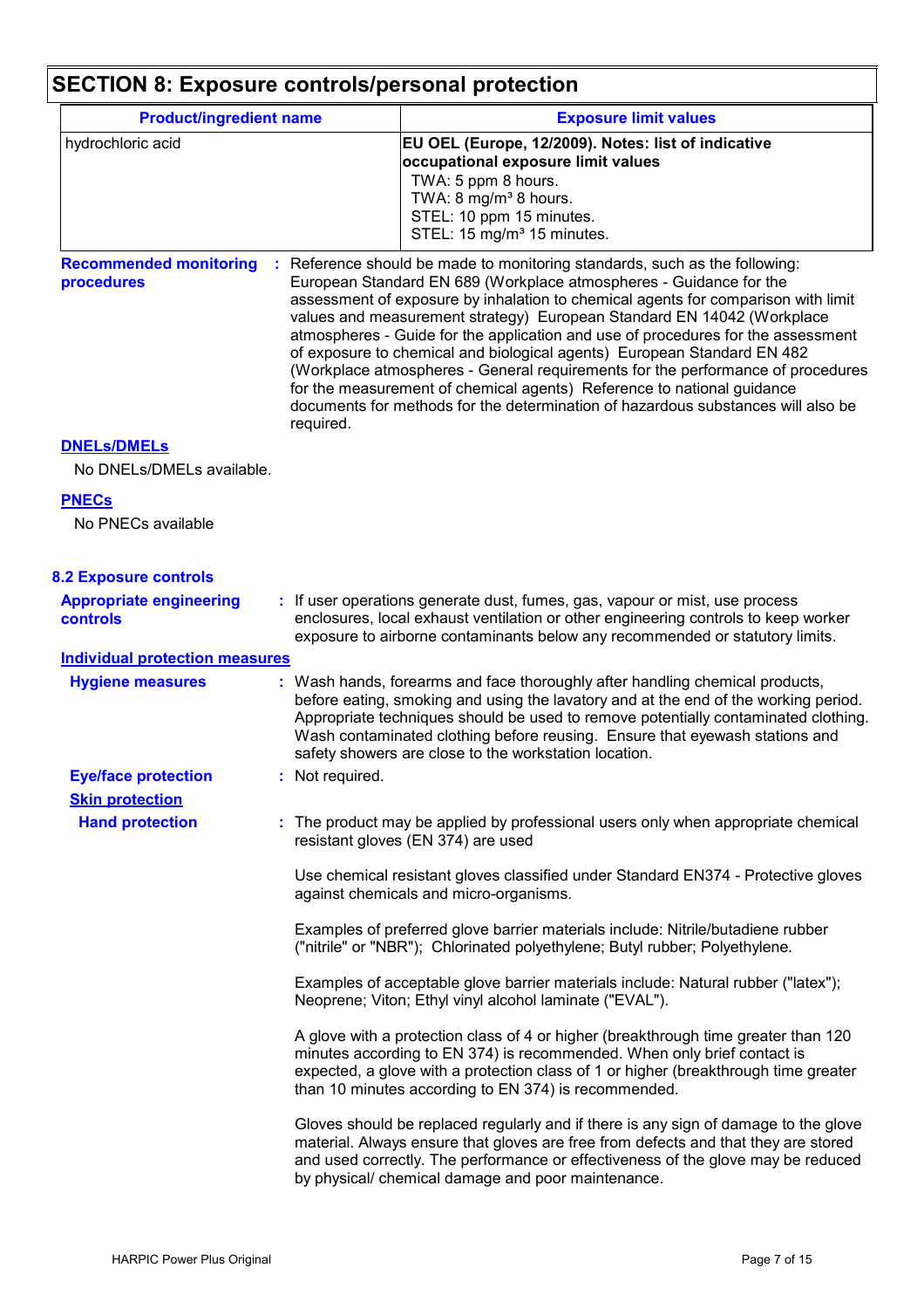## SECTION 8: Exposure controls/personal protection

| Product/ingredient name | Exposure limit values |
|---|---|
| hydrochloric acid | **EU OEL (Europe, 12/2009). Notes: list of indicative occupational exposure limit values**<br>TWA: 5 ppm 8 hours.<br>TWA: 8 mg/m³ 8 hours.<br>STEL: 10 ppm 15 minutes.<br>STEL: 15 mg/m³ 15 minutes. |

**Recommended monitoring procedures** : Reference should be made to monitoring standards, such as the following: European Standard EN 689 (Workplace atmospheres - Guidance for the assessment of exposure by inhalation to chemical agents for comparison with limit values and measurement strategy) European Standard EN 14042 (Workplace atmospheres - Guide for the application and use of procedures for the assessment of exposure to chemical and biological agents) European Standard EN 482 (Workplace atmospheres - General requirements for the performance of procedures for the measurement of chemical agents) Reference to national guidance documents for methods for the determination of hazardous substances will also be required.

**DNELs/DMELs**

No DNELs/DMELs available.

**PNECs**

No PNECs available

### 8.2 Exposure controls

**Appropriate engineering controls** : If user operations generate dust, fumes, gas, vapour or mist, use process enclosures, local exhaust ventilation or other engineering controls to keep worker exposure to airborne contaminants below any recommended or statutory limits.

**Individual protection measures**

**Hygiene measures** : Wash hands, forearms and face thoroughly after handling chemical products, before eating, smoking and using the lavatory and at the end of the working period. Appropriate techniques should be used to remove potentially contaminated clothing. Wash contaminated clothing before reusing. Ensure that eyewash stations and safety showers are close to the workstation location.

**Eye/face protection** : Not required.

**Skin protection**

**Hand protection** : The product may be applied by professional users only when appropriate chemical resistant gloves (EN 374) are used

Use chemical resistant gloves classified under Standard EN374 - Protective gloves against chemicals and micro-organisms.

Examples of preferred glove barrier materials include: Nitrile/butadiene rubber ("nitrile" or "NBR"); Chlorinated polyethylene; Butyl rubber; Polyethylene.

Examples of acceptable glove barrier materials include: Natural rubber ("latex"); Neoprene; Viton; Ethyl vinyl alcohol laminate ("EVAL").

A glove with a protection class of 4 or higher (breakthrough time greater than 120 minutes according to EN 374) is recommended. When only brief contact is expected, a glove with a protection class of 1 or higher (breakthrough time greater than 10 minutes according to EN 374) is recommended.

Gloves should be replaced regularly and if there is any sign of damage to the glove material. Always ensure that gloves are free from defects and that they are stored and used correctly. The performance or effectiveness of the glove may be reduced by physical/ chemical damage and poor maintenance.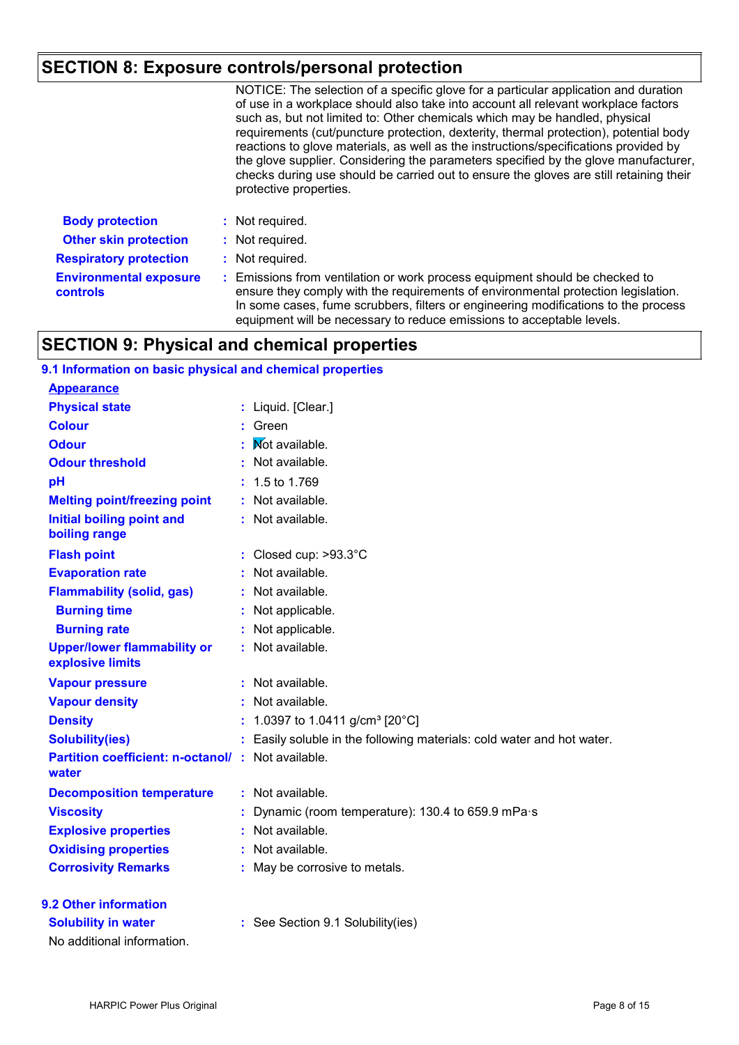## SECTION 8: Exposure controls/personal protection

NOTICE: The selection of a specific glove for a particular application and duration of use in a workplace should also take into account all relevant workplace factors such as, but not limited to: Other chemicals which may be handled, physical requirements (cut/puncture protection, dexterity, thermal protection), potential body reactions to glove materials, as well as the instructions/specifications provided by the glove supplier. Considering the parameters specified by the glove manufacturer, checks during use should be carried out to ensure the gloves are still retaining their protective properties.

| | |
|---|---|
| **Body protection** | : Not required. |
| **Other skin protection** | : Not required. |
| **Respiratory protection** | : Not required. |
| **Environmental exposure controls** | : Emissions from ventilation or work process equipment should be checked to ensure they comply with the requirements of environmental protection legislation. In some cases, fume scrubbers, filters or engineering modifications to the process equipment will be necessary to reduce emissions to acceptable levels. |

## SECTION 9: Physical and chemical properties

### 9.1 Information on basic physical and chemical properties

**Appearance**

| | |
|---|---|
| **Physical state** | : Liquid. [Clear.] |
| **Colour** | : Green |
| **Odour** | : Not available. |
| **Odour threshold** | : Not available. |
| **pH** | : 1.5 to 1.769 |
| **Melting point/freezing point** | : Not available. |
| **Initial boiling point and boiling range** | : Not available. |
| **Flash point** | : Closed cup: >93.3°C |
| **Evaporation rate** | : Not available. |
| **Flammability (solid, gas)** | : Not available. |
| **Burning time** | : Not applicable. |
| **Burning rate** | : Not applicable. |
| **Upper/lower flammability or explosive limits** | : Not available. |
| **Vapour pressure** | : Not available. |
| **Vapour density** | : Not available. |
| **Density** | : 1.0397 to 1.0411 g/cm³ [20°C] |
| **Solubility(ies)** | : Easily soluble in the following materials: cold water and hot water. |
| **Partition coefficient: n-octanol/water** | : Not available. |
| **Decomposition temperature** | : Not available. |
| **Viscosity** | : Dynamic (room temperature): 130.4 to 659.9 mPa·s |
| **Explosive properties** | : Not available. |
| **Oxidising properties** | : Not available. |
| **Corrosivity Remarks** | : May be corrosive to metals. |

### 9.2 Other information

| | |
|---|---|
| **Solubility in water** | : See Section 9.1 Solubility(ies) |

No additional information.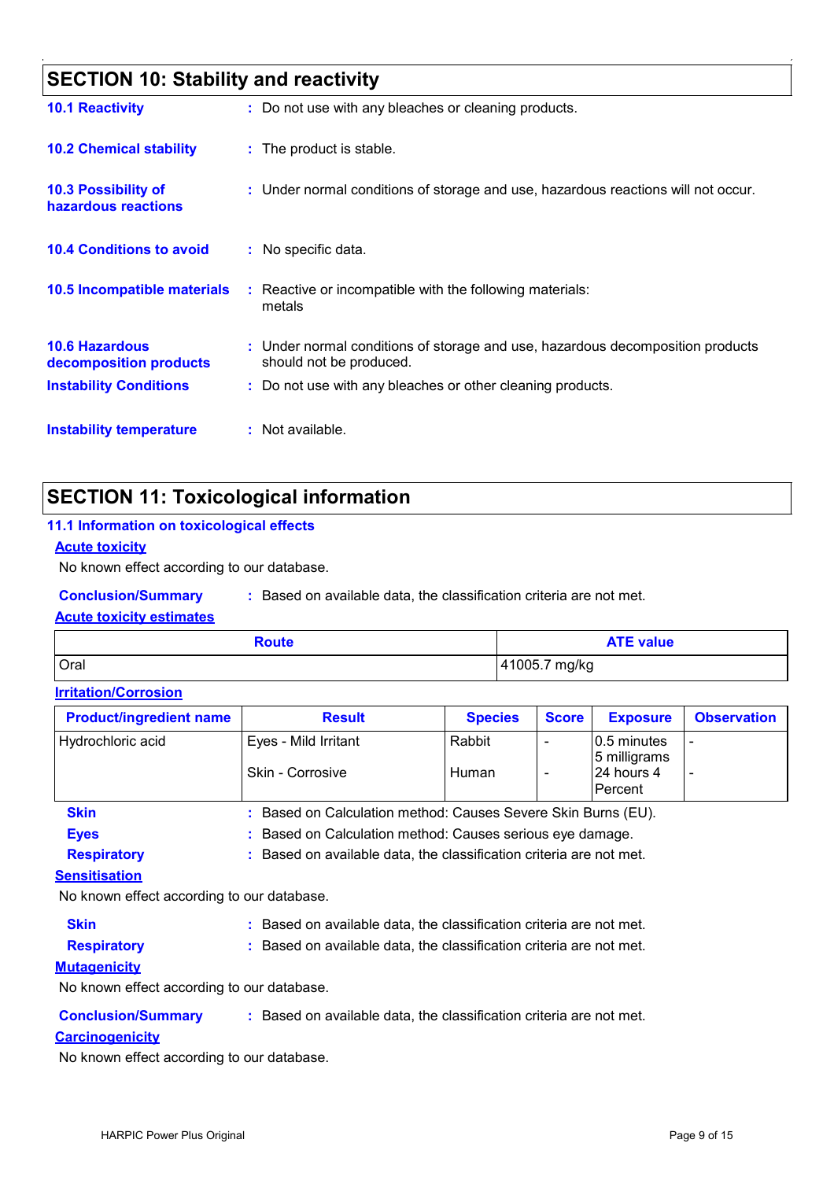## SECTION 10: Stability and reactivity

**10.1 Reactivity** : Do not use with any bleaches or cleaning products.

**10.2 Chemical stability** : The product is stable.

**10.3 Possibility of hazardous reactions** : Under normal conditions of storage and use, hazardous reactions will not occur.

**10.4 Conditions to avoid** : No specific data.

**10.5 Incompatible materials** : Reactive or incompatible with the following materials:
metals

**10.6 Hazardous decomposition products** : Under normal conditions of storage and use, hazardous decomposition products should not be produced.

**Instability Conditions** : Do not use with any bleaches or other cleaning products.

**Instability temperature** : Not available.

## SECTION 11: Toxicological information

### 11.1 Information on toxicological effects

**Acute toxicity**

No known effect according to our database.

**Conclusion/Summary** : Based on available data, the classification criteria are not met.

**Acute toxicity estimates**

| Route | ATE value |
|---|---|
| Oral | 41005.7 mg/kg |

**Irritation/Corrosion**

| Product/ingredient name | Result | Species | Score | Exposure | Observation |
|---|---|---|---|---|---|
| Hydrochloric acid | Eyes - Mild Irritant | Rabbit | - | 0.5 minutes 5 milligrams | - |
| | Skin - Corrosive | Human | - | 24 hours 4 Percent | - |

**Skin** : Based on Calculation method: Causes Severe Skin Burns (EU).

**Eyes** : Based on Calculation method: Causes serious eye damage.

**Respiratory** : Based on available data, the classification criteria are not met.

**Sensitisation**

No known effect according to our database.

**Skin** : Based on available data, the classification criteria are not met.

**Respiratory** : Based on available data, the classification criteria are not met.

**Mutagenicity**

No known effect according to our database.

**Conclusion/Summary** : Based on available data, the classification criteria are not met.

**Carcinogenicity**

No known effect according to our database.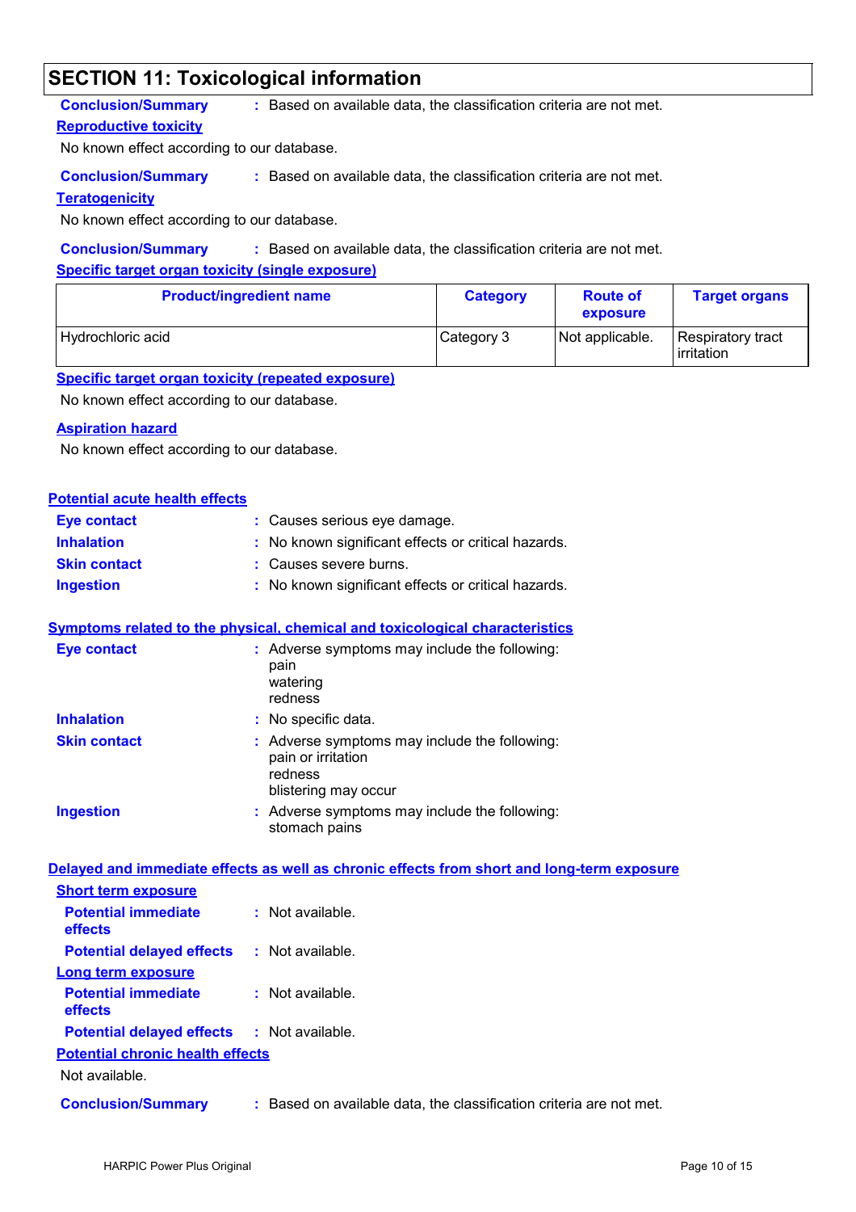## SECTION 11: Toxicological information

**Conclusion/Summary** : Based on available data, the classification criteria are not met.

**Reproductive toxicity**

No known effect according to our database.

**Conclusion/Summary** : Based on available data, the classification criteria are not met.

**Teratogenicity**

No known effect according to our database.

**Conclusion/Summary** : Based on available data, the classification criteria are not met.

**Specific target organ toxicity (single exposure)**

| Product/ingredient name | Category | Route of exposure | Target organs |
|---|---|---|---|
| Hydrochloric acid | Category 3 | Not applicable. | Respiratory tract irritation |

**Specific target organ toxicity (repeated exposure)**

No known effect according to our database.

**Aspiration hazard**

No known effect according to our database.

**Potential acute health effects**

**Eye contact** : Causes serious eye damage.

**Inhalation** : No known significant effects or critical hazards.

**Skin contact** : Causes severe burns.

**Ingestion** : No known significant effects or critical hazards.

**Symptoms related to the physical, chemical and toxicological characteristics**

**Eye contact** : Adverse symptoms may include the following:
pain
watering
redness

**Inhalation** : No specific data.

**Skin contact** : Adverse symptoms may include the following:
pain or irritation
redness
blistering may occur

**Ingestion** : Adverse symptoms may include the following:
stomach pains

**Delayed and immediate effects as well as chronic effects from short and long-term exposure**

**Short term exposure**

**Potential immediate effects** : Not available.

**Potential delayed effects** : Not available.

**Long term exposure**

**Potential immediate effects** : Not available.

**Potential delayed effects** : Not available.

**Potential chronic health effects**

Not available.

**Conclusion/Summary** : Based on available data, the classification criteria are not met.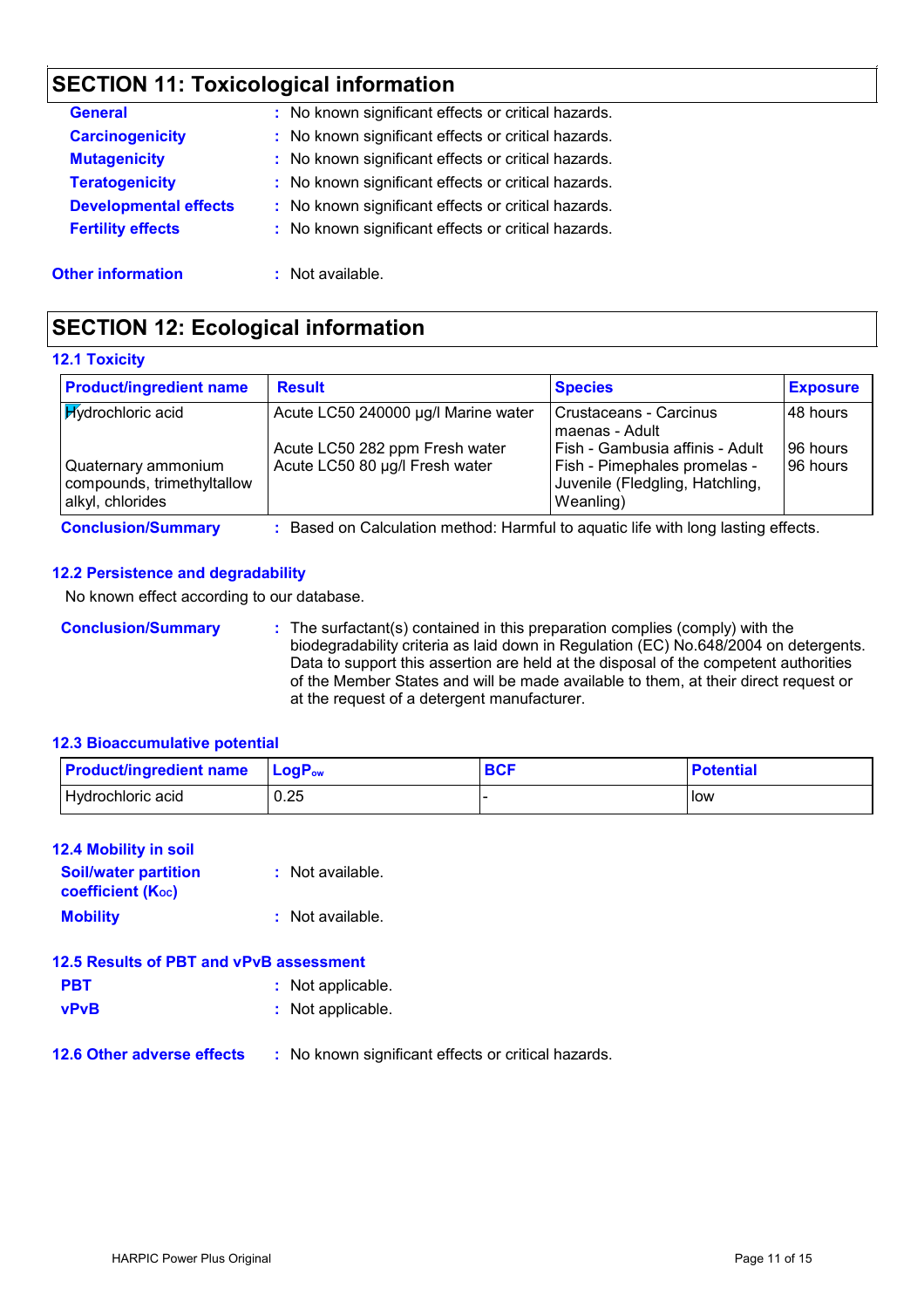## SECTION 11: Toxicological information

**General** : No known significant effects or critical hazards.

**Carcinogenicity** : No known significant effects or critical hazards.

**Mutagenicity** : No known significant effects or critical hazards.

**Teratogenicity** : No known significant effects or critical hazards.

**Developmental effects** : No known significant effects or critical hazards.

**Fertility effects** : No known significant effects or critical hazards.

**Other information** : Not available.

## SECTION 12: Ecological information

### 12.1 Toxicity

| Product/ingredient name | Result | Species | Exposure |
|---|---|---|---|
| Hydrochloric acid | Acute LC50 240000 µg/l Marine water | Crustaceans - Carcinus maenas - Adult | 48 hours |
| | Acute LC50 282 ppm Fresh water | Fish - Gambusia affinis - Adult | 96 hours |
| Quaternary ammonium compounds, trimethyltallow alkyl, chlorides | Acute LC50 80 µg/l Fresh water | Fish - Pimephales promelas - Juvenile (Fledgling, Hatchling, Weanling) | 96 hours |

**Conclusion/Summary** : Based on Calculation method: Harmful to aquatic life with long lasting effects.

### 12.2 Persistence and degradability

No known effect according to our database.

**Conclusion/Summary** : The surfactant(s) contained in this preparation complies (comply) with the biodegradability criteria as laid down in Regulation (EC) No.648/2004 on detergents. Data to support this assertion are held at the disposal of the competent authorities of the Member States and will be made available to them, at their direct request or at the request of a detergent manufacturer.

### 12.3 Bioaccumulative potential

| Product/ingredient name | $LogP_{ow}$ | BCF | Potential |
|---|---|---|---|
| Hydrochloric acid | 0.25 | - | low |

### 12.4 Mobility in soil

**Soil/water partition coefficient ($K_{OC}$)** : Not available.

**Mobility** : Not available.

### 12.5 Results of PBT and vPvB assessment

**PBT** : Not applicable.

**vPvB** : Not applicable.

### 12.6 Other adverse effects

: No known significant effects or critical hazards.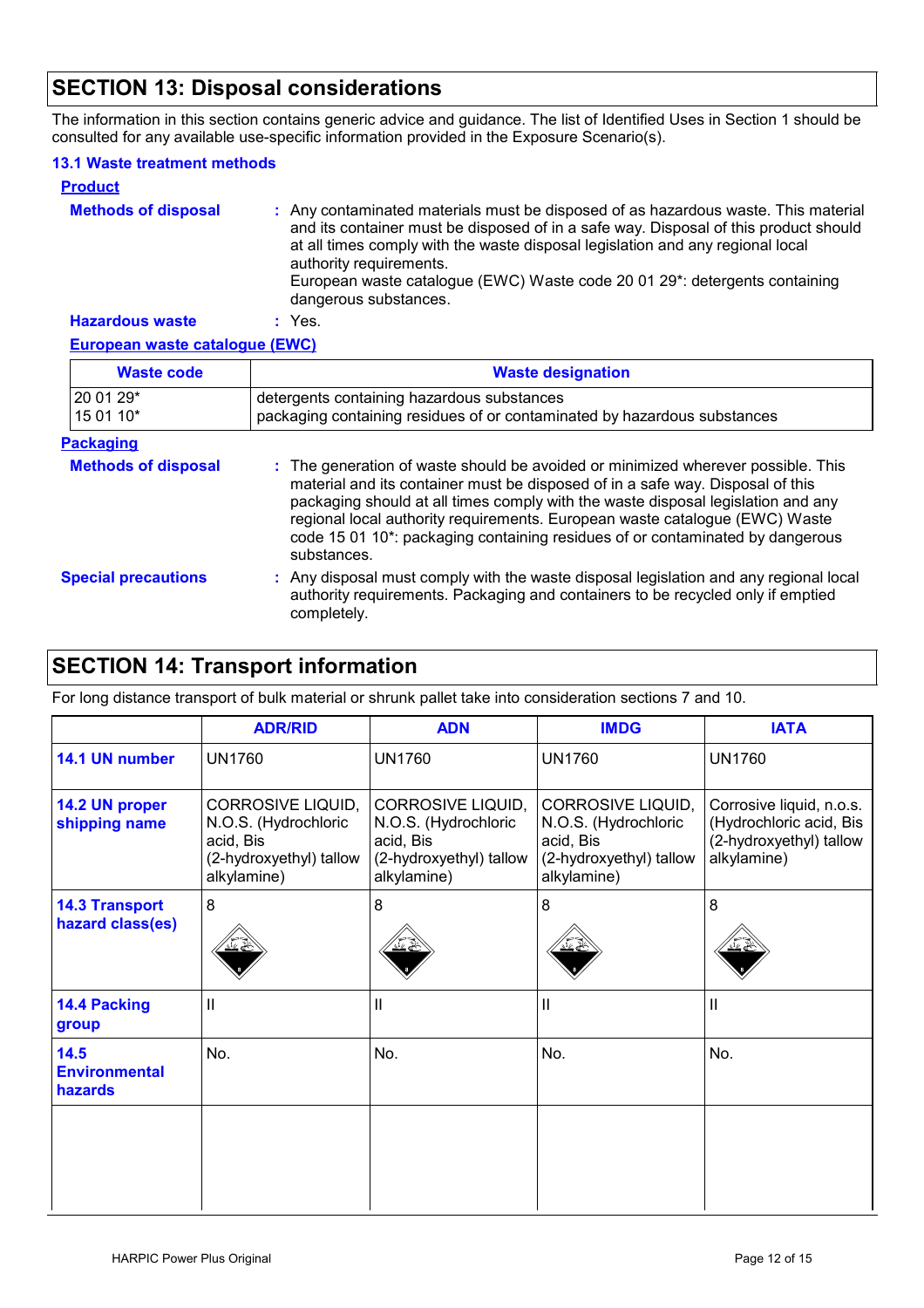## SECTION 13: Disposal considerations

The information in this section contains generic advice and guidance. The list of Identified Uses in Section 1 should be consulted for any available use-specific information provided in the Exposure Scenario(s).

### 13.1 Waste treatment methods

**Product**

**Methods of disposal** : Any contaminated materials must be disposed of as hazardous waste. This material and its container must be disposed of in a safe way. Disposal of this product should at all times comply with the waste disposal legislation and any regional local authority requirements.
European waste catalogue (EWC) Waste code 20 01 29*: detergents containing dangerous substances.

**Hazardous waste** : Yes.

**European waste catalogue (EWC)**

| Waste code | Waste designation |
|---|---|
| 20 01 29*<br>15 01 10* | detergents containing hazardous substances<br>packaging containing residues of or contaminated by hazardous substances |

**Packaging**

**Methods of disposal** : The generation of waste should be avoided or minimized wherever possible. This material and its container must be disposed of in a safe way. Disposal of this packaging should at all times comply with the waste disposal legislation and any regional local authority requirements. European waste catalogue (EWC) Waste code 15 01 10*: packaging containing residues of or contaminated by dangerous substances.

**Special precautions** : Any disposal must comply with the waste disposal legislation and any regional local authority requirements. Packaging and containers to be recycled only if emptied completely.

## SECTION 14: Transport information

For long distance transport of bulk material or shrunk pallet take into consideration sections 7 and 10.

| | ADR/RID | ADN | IMDG | IATA |
|---|---|---|---|---|
| **14.1 UN number** | UN1760 | UN1760 | UN1760 | UN1760 |
| **14.2 UN proper shipping name** | CORROSIVE LIQUID, N.O.S. (Hydrochloric acid, Bis (2-hydroxyethyl) tallow alkylamine) | CORROSIVE LIQUID, N.O.S. (Hydrochloric acid, Bis (2-hydroxyethyl) tallow alkylamine) | CORROSIVE LIQUID, N.O.S. (Hydrochloric acid, Bis (2-hydroxyethyl) tallow alkylamine) | Corrosive liquid, n.o.s. (Hydrochloric acid, Bis (2-hydroxyethyl) tallow alkylamine) |
| **14.3 Transport hazard class(es)** | 8 | 8 | 8 | 8 |
| **14.4 Packing group** | II | II | II | II |
| **14.5 Environmental hazards** | No. | No. | No. | No. |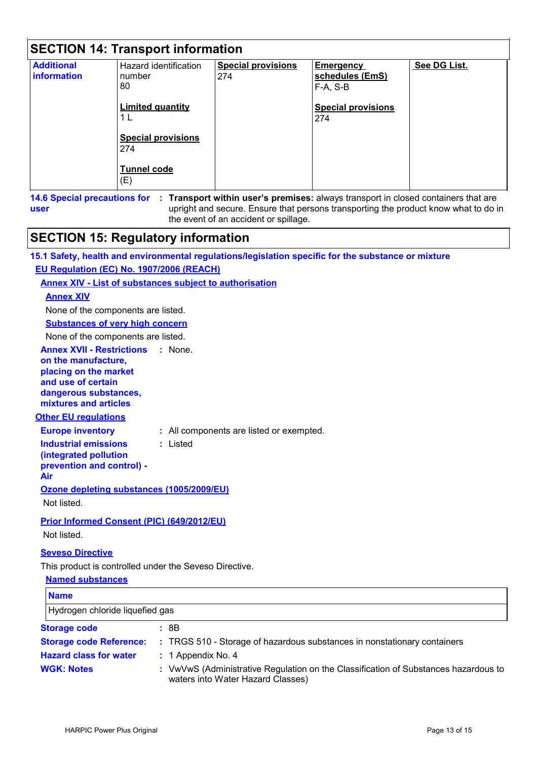## SECTION 14: Transport information

| Additional information | Hazard identification number 80<br><br>**Limited quantity** 1 L<br><br>**Special provisions** 274<br><br>**Tunnel code** (E) | **Special provisions** 274 | **Emergency schedules (EmS)** F-A, S-B<br><br>**Special provisions** 274 | **See DG List.** |
|---|---|---|---|---|

**14.6 Special precautions for user** : **Transport within user's premises:** always transport in closed containers that are upright and secure. Ensure that persons transporting the product know what to do in the event of an accident or spillage.

## SECTION 15: Regulatory information

### 15.1 Safety, health and environmental regulations/legislation specific for the substance or mixture

**EU Regulation (EC) No. 1907/2006 (REACH)**

**Annex XIV - List of substances subject to authorisation**

**Annex XIV**

None of the components are listed.

**Substances of very high concern**

None of the components are listed.

**Annex XVII - Restrictions on the manufacture, placing on the market and use of certain dangerous substances, mixtures and articles** : None.

**Other EU regulations**

**Europe inventory** : All components are listed or exempted.

**Industrial emissions (integrated pollution prevention and control) - Air** : Listed

**Ozone depleting substances (1005/2009/EU)**

Not listed.

**Prior Informed Consent (PIC) (649/2012/EU)**

Not listed.

**Seveso Directive**

This product is controlled under the Seveso Directive.

**Named substances**

| Name |
|---|
| Hydrogen chloride liquefied gas |

**Storage code** : 8B

**Storage code Reference:** : TRGS 510 - Storage of hazardous substances in nonstationary containers

**Hazard class for water** : 1 Appendix No. 4

**WGK: Notes** : VwVwS (Administrative Regulation on the Classification of Substances hazardous to waters into Water Hazard Classes)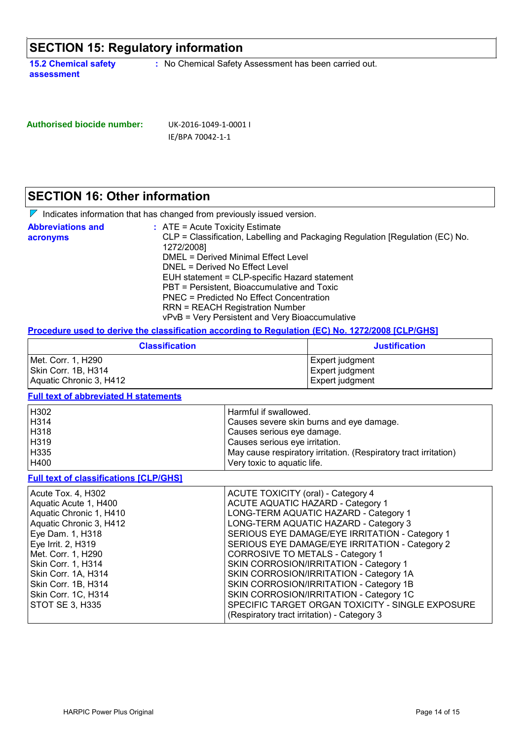## SECTION 15: Regulatory information

**15.2 Chemical safety assessment** : No Chemical Safety Assessment has been carried out.

**Authorised biocide number:** UK-2016-1049-1-0001 I
IE/BPA 70042-1-1

## SECTION 16: Other information

Indicates information that has changed from previously issued version.

**Abbreviations and acronyms** :
ATE = Acute Toxicity Estimate
CLP = Classification, Labelling and Packaging Regulation [Regulation (EC) No. 1272/2008]
DMEL = Derived Minimal Effect Level
DNEL = Derived No Effect Level
EUH statement = CLP-specific Hazard statement
PBT = Persistent, Bioaccumulative and Toxic
PNEC = Predicted No Effect Concentration
RRN = REACH Registration Number
vPvB = Very Persistent and Very Bioaccumulative

**Procedure used to derive the classification according to Regulation (EC) No. 1272/2008 [CLP/GHS]**

| Classification | Justification |
|---|---|
| Met. Corr. 1, H290 | Expert judgment |
| Skin Corr. 1B, H314 | Expert judgment |
| Aquatic Chronic 3, H412 | Expert judgment |

**Full text of abbreviated H statements**

| | |
|---|---|
| H302 | Harmful if swallowed. |
| H314 | Causes severe skin burns and eye damage. |
| H318 | Causes serious eye damage. |
| H319 | Causes serious eye irritation. |
| H335 | May cause respiratory irritation. (Respiratory tract irritation) |
| H400 | Very toxic to aquatic life. |

**Full text of classifications [CLP/GHS]**

| | |
|---|---|
| Acute Tox. 4, H302 | ACUTE TOXICITY (oral) - Category 4 |
| Aquatic Acute 1, H400 | ACUTE AQUATIC HAZARD - Category 1 |
| Aquatic Chronic 1, H410 | LONG-TERM AQUATIC HAZARD - Category 1 |
| Aquatic Chronic 3, H412 | LONG-TERM AQUATIC HAZARD - Category 3 |
| Eye Dam. 1, H318 | SERIOUS EYE DAMAGE/EYE IRRITATION - Category 1 |
| Eye Irrit. 2, H319 | SERIOUS EYE DAMAGE/EYE IRRITATION - Category 2 |
| Met. Corr. 1, H290 | CORROSIVE TO METALS - Category 1 |
| Skin Corr. 1, H314 | SKIN CORROSION/IRRITATION - Category 1 |
| Skin Corr. 1A, H314 | SKIN CORROSION/IRRITATION - Category 1A |
| Skin Corr. 1B, H314 | SKIN CORROSION/IRRITATION - Category 1B |
| Skin Corr. 1C, H314 | SKIN CORROSION/IRRITATION - Category 1C |
| STOT SE 3, H335 | SPECIFIC TARGET ORGAN TOXICITY - SINGLE EXPOSURE (Respiratory tract irritation) - Category 3 |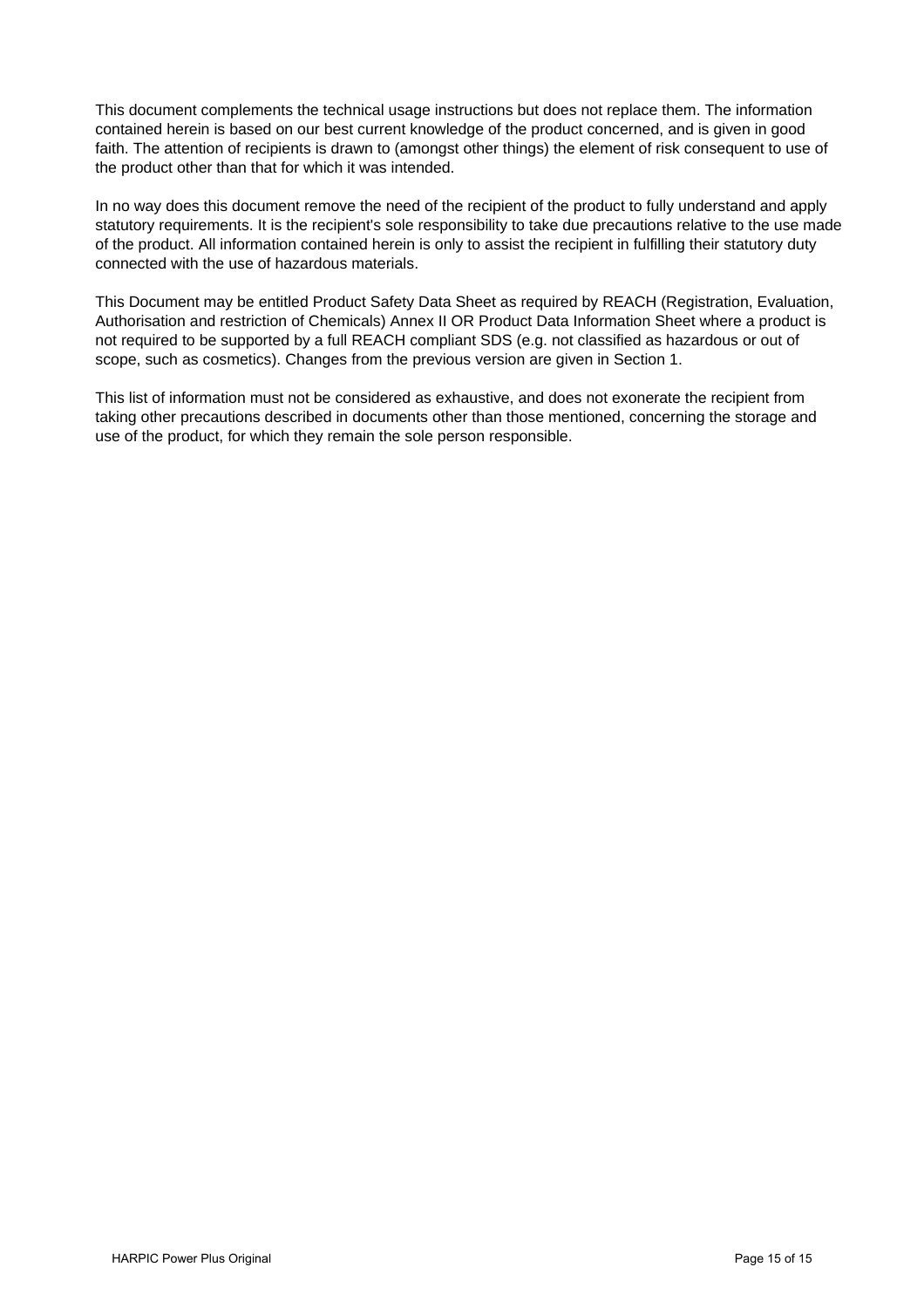This document complements the technical usage instructions but does not replace them. The information contained herein is based on our best current knowledge of the product concerned, and is given in good faith. The attention of recipients is drawn to (amongst other things) the element of risk consequent to use of the product other than that for which it was intended.

In no way does this document remove the need of the recipient of the product to fully understand and apply statutory requirements. It is the recipient's sole responsibility to take due precautions relative to the use made of the product. All information contained herein is only to assist the recipient in fulfilling their statutory duty connected with the use of hazardous materials.

This Document may be entitled Product Safety Data Sheet as required by REACH (Registration, Evaluation, Authorisation and restriction of Chemicals) Annex II OR Product Data Information Sheet where a product is not required to be supported by a full REACH compliant SDS (e.g. not classified as hazardous or out of scope, such as cosmetics). Changes from the previous version are given in Section 1.

This list of information must not be considered as exhaustive, and does not exonerate the recipient from taking other precautions described in documents other than those mentioned, concerning the storage and use of the product, for which they remain the sole person responsible.